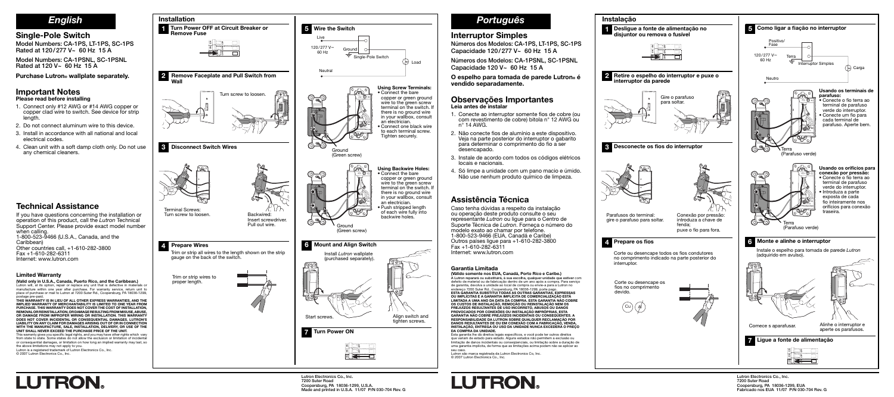# English

## Single-Pole Switch

Model Numbers: CA-1PS, LT-1PS, SC-1PS
Rated at 120/277 V~ 60 Hz 15 A

Model Numbers: CA-1PSNL, SC-1PSNL
Rated at 120 V~ 60 Hz 15 A

**Purchase Lutron® wallplate separately.**

## Important Notes

**Please read before installing**

1. Connect only #12 AWG or #14 AWG copper or copper clad wire to switch. See device for strip length.
2. Do not connect aluminum wire to this device.
3. Install in accordance with all national and local electrical codes.
4. Clean unit with a soft damp cloth only. Do not use any chemical cleaners.

## Technical Assistance

If you have questions concerning the installation or operation of this product, call the *Lutron* Technical Support Center. Please provide exact model number when calling.
1-800-523-9466 (U.S.A., Canada, and the Caribbean)
Other countries call, +1-610-282-3800
Fax +1-610-282-6311
Internet: www.lutron.com

### Limited Warranty

**(Valid only in U.S.A., Canada, Puerto Rico, and the Caribbean.)**
Lutron will, at its option, repair or replace any unit that is defective in materials or manufacture within one year after purchase. For warranty service, return unit to place of purchase or mail to Lutron at 7200 Suter Rd., Coopersburg, PA 18036-1299, postage pre-paid.

**THIS WARRANTY IS IN LIEU OF ALL OTHER EXPRESS WARRANTIES, AND THE IMPLIED WARRANTY OF MERCHANTABILITY IS LIMITED TO ONE YEAR FROM PURCHASE. THIS WARRANTY DOES NOT COVER THE COST OF INSTALLATION, REMOVAL OR REINSTALLATION, OR DAMAGE RESULTING FROM MISUSE, ABUSE, OR DAMAGE FROM IMPROPER WIRING OR INSTALLATION. THIS WARRANTY DOES NOT COVER INCIDENTAL OR CONSEQUENTIAL DAMAGES. LUTRON'S LIABILITY ON ANY CLAIM FOR DAMAGES ARISING OUT OF OR IN CONNECTION WITH THE MANUFACTURE, SALE, INSTALLATION, DELIVERY, OR USE OF THE UNIT SHALL NEVER EXCEED THE PURCHASE PRICE OF THE UNIT.**

This warranty gives you specific legal rights, and you may have other rights which vary from state to state. Some states do not allow the exclusion or limitation of incidental or consequential damages, or limitation on how long an implied warranty may last, so the above limitations may not apply to you.
Lutron is a registered trademark of Lutron Electronics Co., Inc.
© 2007 Lutron Electronics Co., Inc.

## Installation

**1 Turn Power OFF at Circuit Breaker or Remove Fuse**

**2 Remove Faceplate and Pull Switch from Wall**

Turn screw to loosen.

**3 Disconnect Switch Wires**

Terminal Screws: Turn screw to loosen.

Backwired: Insert screwdriver. Pull out wire.

**4 Prepare Wires**

Trim or strip all wires to the length shown on the strip gauge on the back of the switch.

Trim or strip wires to proper length.

**5 Wire the Switch**

Live
120/277 V~ 60 Hz
Ground
Single-Pole Switch
Load
Neutral

**Using Screw Terminals:**
- Connect the bare copper or green ground wire to the green screw terminal on the switch. If there is no ground wire in your wallbox, consult an electrician.
- Connect one black wire to each terminal screw. Tighten securely.

Ground (Green screw)

**Using Backwire Holes:**
- Connect the bare copper or green ground wire to the green screw terminal on the switch. If there is no ground wire in your wallbox, consult an electrician.
- Push stripped length of each wire fully into backwire holes.

Ground (Green screw)

**6 Mount and Align Switch**

Install *Lutron* wallplate (purchased separately).

Start screws.

Align switch and tighten screws.

**7 Turn Power ON**

LUTRON®

Lutron Electronics Co., Inc.
7200 Suter Road
Coopersburg, PA 18036-1299, U.S.A.
Made and printed in U.S.A. 11/07 P/N 030-704 Rev. G

# Português

## Interruptor Simples

Números dos Modelos: CA-1PS, LT-1PS, SC-1PS
Capacidade 120/277 V~ 60 Hz 15 A

Números dos Modelos: CA-1PSNL, SC-1PSNL
Capacidade 120 V~ 60 Hz 15 A

**O espelho para tomada de parede Lutron® é vendido separadamente.**

## Observações Importantes

**Leia antes de instalar**

1. Conecte ao interruptor somente fios de cobre (ou com revestimento de cobre) bitola n° 12 AWG ou n° 14 AWG.
2. Não conecte fios de alumínio a este dispositivo. Veja na parte posterior do interruptor o gabarito para determinar o comprimento do fio a ser desencapado.
3. Instale de acordo com todos os códigos elétricos locais e nacionais.
4. Só limpe a unidade com um pano macio e úmido. Não use nenhum produto químico de limpeza.

## Assistência Técnica

Caso tenha dúvidas a respeito da instalação ou operação deste produto consulte o seu representante *Lutron* ou ligue para o Centro de Suporte Técnica de *Lutron*. Forneça o número do modelo exato ao chamar por telefone.
1-800-523-9466 (EUA, Canadá e Caribe)
Outros países ligue para +1-610-282-3800
Fax +1-610-282-6311
Internet: www.lutron.com

### Garantia Limitada

**(Válido somente nos EUA, Canadá, Porto Rico e Caribe.)**
A Lutron reparará ou substituirá, à sua escolha, qualquer unidade que estiver com defeito de material ou de fabricação dentro de um ano após a compra. Para serviço de garantia, devolva a unidade ao local de compra ou envie-a para a Lutron no endereço 7200 Suter Rd., Coopersburg, PA 18036-1299, porte pago.

**ESTA GARANTIA SUBSTITUI TODAS AS OUTRAS GARANTIAS, EXPRESSAS OU IMPLÍCITAS E A GARANTIA IMPLÍCITA DE COMERCIALIZAÇÃO ESTA LIMITADA A UMA ANO DA DATA DA COMPRA. ESTA GARANTIA NÃO COBRE OS CUSTOS DE INSTALAÇÃO, REMOÇÃO OU REINSTALAÇÃO NEM OS PREJUÍZOS RESULTANTES DE USO INCORRETO, ABUSOS OU DANOS PROVOCADOS POR CONEXÕES OU INSTALAÇÃO IMPRÓPRIAS. ESTA GARANTIA NÃO COBRE PREJUÍZOS INCIDENTAIS OU CONSEQÜENTES. A RESPONSABILIDADE DA LUTRON SOBRE QUALQUER RECLAMAÇÃO POR DANOS RESULTANTES DE OU EM CONEXÃO COM A FABRICAÇÃO, VENDA, INSTALAÇÃO, ENTREGA OU USO DA UNIDADE NUNCA EXCEDERÁ O PREÇO DA COMPRA DA UNIDADE.**

Esta garantia lhe dá direitos legais específicos, e você pode ter outros direitos que variam de estado para estado. Alguns estados não permitem a exclusão ou limitação de danos incidentais ou conseqüenciais, ou limitação sobre a duração de uma garantia implícita, de forma que as limitações acima podem não se aplicar ao seu caso.
Lutron são marca registrada da Lutron Electronics Co., Inc.
© 2007 Lutron Electronics Co., Inc.

## Instalação

**1 Desligue a fonte de alimentação no disjuntor ou remova o fusível**

**2 Retire o espelho do interruptor e puxe o interruptor da parede**

Gire o parafuso para soltar.

**3 Desconecte os fios do interruptor**

Parafusos do terminal: gire o parafuso para soltar.

Conexão por pressão: introduza a chave de fenda; puxe o fio para fora.

**4 Prepare os fios**

Corte ou desencape todos os fios condutores no comprimento indicado na parte posterior do interruptor.

Corte ou desencape os fios no comprimento devido.

Cu Al

**5 Como ligar a fiação no interruptor**

Positivo/Fase
120/277 V~ 60 Hz
Terra
Interruptor Simples
Carga
Neutro

**Usando os terminais de parafuso:**
- Conecte o fio terra ao terminal de parafuso verde do interruptor.
- Conecte um fio para cada terminal de parafuso. Aperte bem.

Terra (Parafuso verde)

**Usando os orifícios para conexão por pressão:**
- Conecte o fio terra ao terminal de parafuso verde do interruptor.
- Introduza a parte exposta de cada fio inteiramente nos orifícios para conexão traseira.

Terra (Parafuso verde)

**6 Monte e alinhe o interruptor**

Instale o espelho para tomada de parede *Lutron* (adquirido em avulso).

Comece s aparafusar.

Alinhe o interruptor e aperte os parafusos.

**7 Ligue a fonte de alimentação**

LUTRON®

Lutron Electronics Co., Inc.
7200 Suter Road
Coopersburg, PA 18036-1299, EUA
Fabricado nos EUA 11/07 P/N 030-704 Rev. G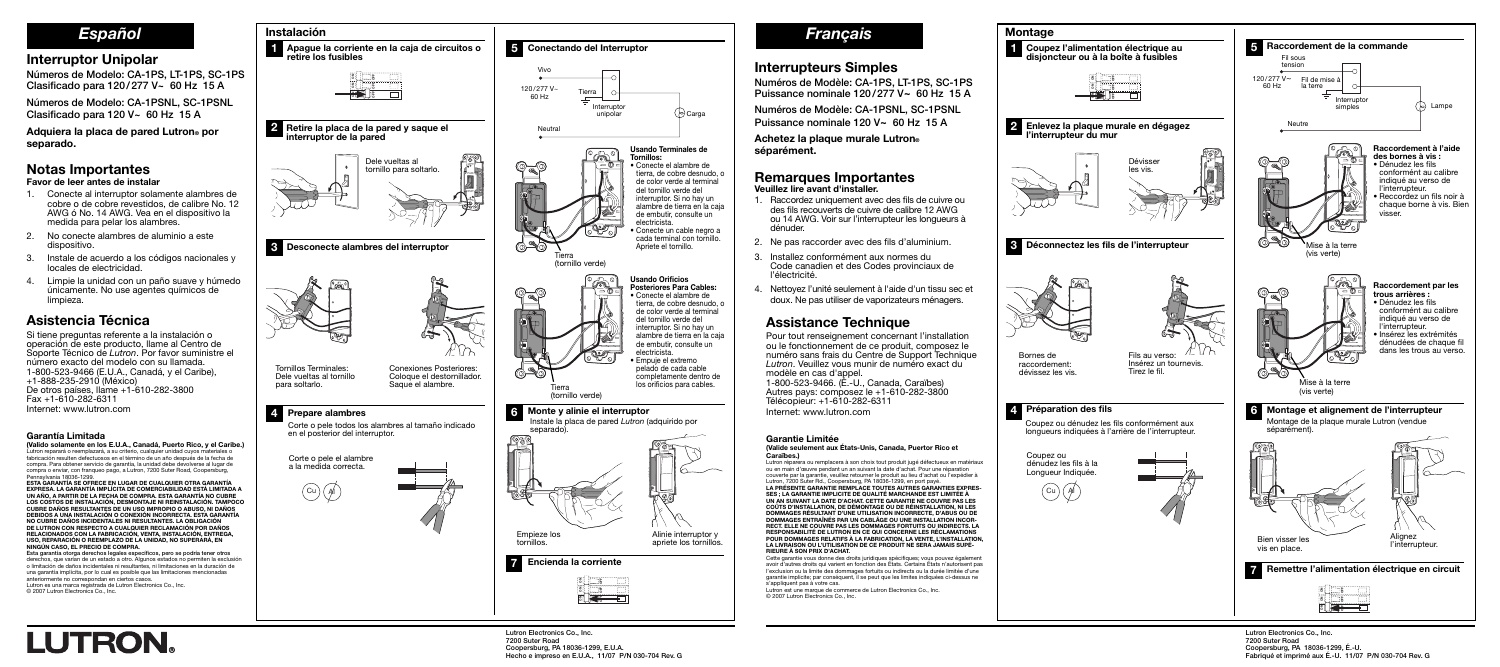# Español

## Interruptor Unipolar

Números de Modelo: CA-1PS, LT-1PS, SC-1PS
Clasificado para 120/277 V~ 60 Hz 15 A

Números de Modelo: CA-1PSNL, SC-1PSNL
Clasificado para 120 V~ 60 Hz 15 A

**Adquiera la placa de pared Lutron® por separado.**

## Notas Importantes

**Favor de leer antes de instalar**

1. Conecte al interruptor solamente alambres de cobre o de cobre revestidos, de calibre No. 12 AWG ó No. 14 AWG. Vea en el dispositivo la medida para pelar los alambres.
2. No conecte alambres de aluminio a este dispositivo.
3. Instale de acuerdo a los códigos nacionales y locales de electricidad.
4. Limpie la unidad con un paño suave y húmedo únicamente. No use agentes químicos de limpieza.

## Asistencia Técnica

Si tiene preguntas referente a la instalación o operación de este producto, llame al Centro de Soporte Técnico de *Lutron*. Por favor suministre el número exacto del modelo con su llamada.
1-800-523-9466 (E.U.A., Canadá, y el Caribe), +1-888-235-2910 (México)
De otros países, llame +1-610-282-3800
Fax +1-610-282-6311
Internet: www.lutron.com

### Garantía Limitada

**(Válido solamente en los E.U.A., Canadá, Puerto Rico, y el Caribe.)**
Lutron reparará o reemplazará, a su criterio, cualquier unidad cuyos materiales o fabricación resulten defectuosos en el término de un año después de la fecha de compra. Para obtener servicio de garantía, la unidad debe devolverse al lugar de compra o enviar, con franqueo pago, a Lutron, 7200 Suter Road, Coopersburg, Pennsylvania 18036-1299.
**ESTA GARANTÍA SE OFRECE EN LUGAR DE CUALQUIER OTRA GARANTÍA EXPRESA. LA GARANTÍA IMPLÍCITA DE COMERCIABILIDAD ESTÁ LIMITADA A UN AÑO, A PARTIR DE LA FECHA DE COMPRA. ESTA GARANTÍA NO CUBRE LOS COSTOS DE INSTALACIÓN, DESINSTALACIÓN NI REINSTALACIÓN. TAMPOCO CUBRE DAÑOS RESULTANTES DE UN USO IMPROPIO O ABUSO, NI DAÑOS DEBIDOS A UNA INSTALACIÓN O CONEXIÓN INCORRECTA. ESTA GARANTÍA NO CUBRE DAÑOS INCIDENTALES NI RESULTANTES. LA OBLIGACIÓN DE LUTRON CON RESPECTO A CUALQUIER RECLAMACIÓN POR DAÑOS RELACIONADOS CON LA FABRICACIÓN, VENTA, INSTALACIÓN, ENTREGA, USO, REPARACIÓN O REEMPLAZO DE LA UNIDAD, NO SUPERARÁ, EN NINGÚN CASO, EL PRECIO DE COMPRA.**
Esta garantía otorga derechos legales específicos, pero se podría tener otros derechos, que varían de un estado a otro. Algunos estados no permiten la exclusión o limitación de daños incidentales ni resultantes, ni limitaciones en la duración de una garantía implícita, por lo cual es posible que las limitaciones mencionadas anteriormente no correspondan en ciertos casos.
Lutron es una marca registrada de Lutron Electronics Co., Inc.
© 2007 Lutron Electronics Co., Inc.

LUTRON®

## Instalación

**1** Apague la corriente en la caja de circuitos o retire los fusibles

**2** Retire la placa de la pared y saque el interruptor de la pared

Dele vueltas al tornillo para soltarlo.

**3** Desconecte alambres del interruptor

Tornillos Terminales: Dele vueltas al tornillo para soltarlo.

Conexiones Posteriores: Coloque el destornillador. Saque el alambre.

**4** Prepare alambres

Corte o pele todos los alambres al tamaño indicado en el posterior del interruptor.

Corte o pele el alambre a la medida correcta.

Cu / Al

**5** Conectando del Interruptor

Vivo
120/277 V~ 60 Hz
Tierra
Interruptor unipolar
Carga
Neutral

**Usando Terminales de Tornillos:**
- Conecte el alambre de tierra, de cobre desnudo, o de color verde al terminal del tornillo verde del interruptor. Si no hay un alambre de tierra en la caja de embutir, consulte un electricista.
- Conecte un cable negro a cada terminal con tornillo. Apriete el tornillo.

Tierra (tornillo verde)

**Usando Orificios Posteriores Para Cables:**
- Conecte el alambre de tierra, de cobre desnudo, o de color verde al terminal del tornillo verde del interruptor. Si no hay un alambre de tierra en la caja de embutir, consulte un electricista.
- Empuje el extremo pelado de cada cable completamente dentro de los orificios para cables.

Tierra (tornillo verde)

**6** Monte y alinie el interruptor

Instale la placa de pared *Lutron* (adquirido por separado).

Empiece los tornillos.

Alinie interruptor y apriete los tornillos.

**7** Encienda la corriente

Lutron Electronics Co., Inc.
7200 Suter Road
Coopersburg, PA 18036-1299, E.U.A.
Hecho e impreso en E.U.A., 11/07 P/N 030-704 Rev. G

# Français

## Interrupteurs Simples

Numéros de Modèle: CA-1PS, LT-1PS, SC-1PS
Puissance nominale 120/277 V~ 60 Hz 15 A

Numéros de Modèle: CA-1PSNL, SC-1PSNL
Puissance nominale 120 V~ 60 Hz 15 A

**Achetez la plaque murale Lutron® séparément.**

## Remarques Importantes

**Veuillez lire avant d'installer.**

1. Raccordez uniquement avec des fils de cuivre ou des fils recouverts de cuivre de calibre 12 AWG ou 14 AWG. Voir sur l'interrupteur les longueurs à dénuder.
2. Ne pas raccorder avec des fils d'aluminium.
3. Installez conformément aux normes du Code canadien et des Codes provinciaux de l'électricité.
4. Nettoyez l'unité seulement à l'aide d'un tissu sec et doux. Ne pas utiliser de vaporizateurs ménagers.

## Assistance Technique

Pour tout renseignement concernant l'installation ou le fonctionnement de ce produit, composez le numéro sans frais du Centre de Support Technique *Lutron*. Veuillez vous munir de numéro exact du modèle en cas d'appel.
1-800-523-9466. (É.-U., Canada, Caraïbes)
Autres pays: composez le +1-610-282-3800
Télécopieur: +1-610-282-6311
Internet: www.lutron.com

### Garantie Limitée

**(Valide seulement aux États-Unis, Canada, Puerto Rico et Caraïbes.)**
Lutron réparera ou remplacera à son choix tout produit jugé défectueux en matériaux ou en main d'œuvre pendant un an suivant la date d'achat. Pour une réparation couverte par la garantie, veuillez retourner le produit au lieu d'achat ou l'expédier à Lutron, 7200 Suter Rd., Coopersburg, PA 18036-1299, en port payé.
**LA PRÉSENTE GARANTIE REMPLACE TOUTES AUTRES GARANTIES EXPRESSES ; LA GARANTIE IMPLICITE DE QUALITÉ MARCHANDE EST LIMITÉE À UN AN SUIVANT LA DATE D'ACHAT. CETTE GARANTIE NE COUVRE PAS LES COÛTS D'INSTALLATION, DE DÉMONTAGE OU DE RÉINSTALLATION, NI LES DOMMAGES RÉSULTANT D'UNE UTILISATION INCORRECTE, D'ABUS OU DE DOMMAGES ENTRAÎNÉS PAR UN CABLÂGE OU UNE INSTALLATION INCORRECT. ELLE NE COUVRE PAS LES DOMMAGES FORTUITS OU INDIRECTS. LA RESPONSABILITÉ DE LUTRON EN CE QUI CONCERNE LES RÉCLAMATIONS POUR DOMMAGES RELATIFS À LA FABRICATION, LA VENTE, L'INSTALLATION, LA LIVRAISON OU L'UTILISATION DE CE PRODUIT NE SERA JAMAIS SUPÉRIEURE À SON PRIX D'ACHAT.**
Cette garantie vous donne des droits juridiques spécifiques; vous pouvez également avoir d'autres droits qui varient en fonction des États. Certains États n'autorisent pas l'exclusion ou la limite des dommages fortuits ou indirects ou la durée limitée d'une garantie implicite; par conséquent, il se peut que les limites indiquées ci-dessus ne s'appliquent pas à votre cas.
Lutron est une marque de commerce de Lutron Electronics Co., Inc.
© 2007 Lutron Electronics Co., Inc.

## Montage

**1** Coupez l'alimentation électrique au disjoncteur ou à la boîte à fusibles

**2** Enlevez la plaque murale et dégagez l'interrupteur du mur

Dévisser les vis.

**3** Déconnectez les fils de l'interrupteur

Bornes de raccordement: dévissez les vis.

Fils au verso: Insérez un tournevis. Tirez le fil.

**4** Préparation des fils

Coupez ou dénudez les fils conformément aux longueurs indiquées à l'arrière de l'interrupteur.

Coupez ou dénudez les fils à la Longueur Indiquée.

Cu / Al

**5** Raccordement de la commande

Fil sous tension
120/277 V~ 60 Hz
Fil de mise à la terre
Interrupteur simples
Lampe
Neutre

**Raccordement à l'aide des bornes à vis :**
- Dénudez les fils conformément au calibre indiqué au verso de l'interrupteur.
- Reccordez un fils noir à chaque borne à vis. Bien visser.

Mise à la terre (vis verte)

**Raccordement par les trous arrières :**
- Dénudez les fils conformément au calibre indiqué au verso de l'interrupteur.
- Insérez les extrémités dénudées de chaque fil dans les trous au verso.

Mise à la terre (vis verte)

**6** Montage et alignement de l'interrupteur

Montage de la plaque murale Lutron (vendue séparément).

Bien visser les vis en place.

Alignez l'interrupteur.

**7** Remettre l'alimentation électrique en circuit

Lutron Electronics Co., Inc.
7200 Suter Road
Coopersburg, PA 18036-1299, É.-U.
Fabriqué et imprimé aux É.-U. 11/07 P/N 030-704 Rev. G